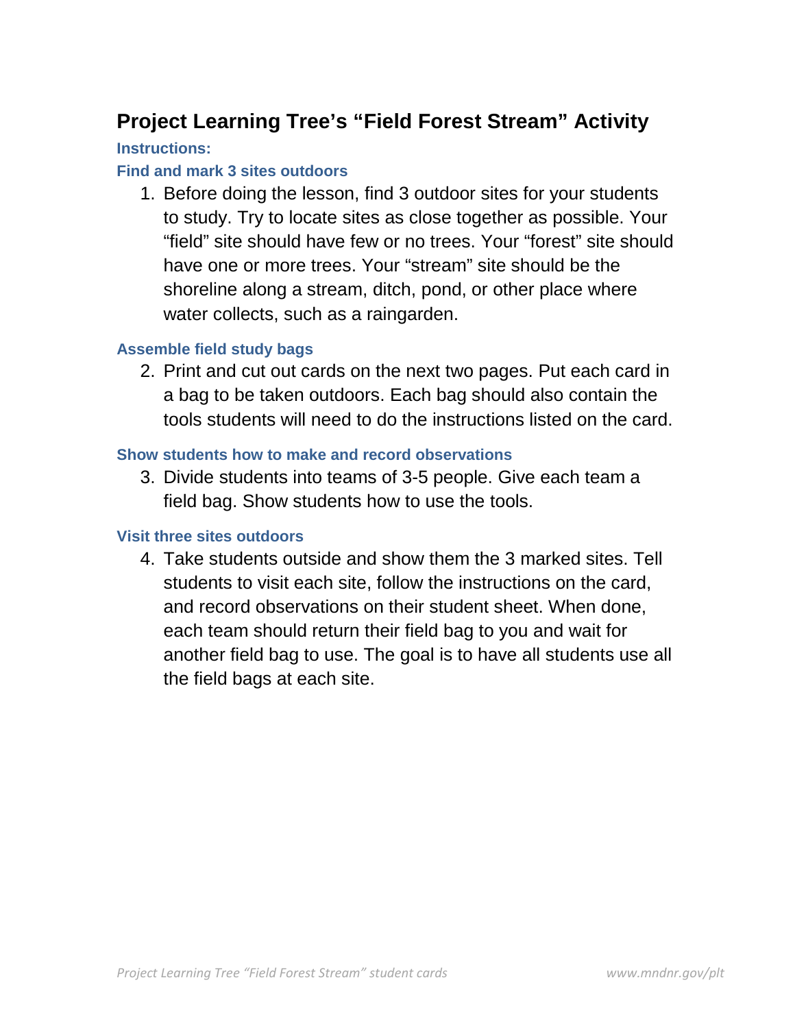# Project Learning Tree's "Field Forest Stream" Activity

### Instructions:

### Find and mark 3 sites outdoors

1. Before doing the lesson, find 3 outdoor sites for your students to study. Try to locate sites as close together as possible. Your "field" site should have few or no trees. Your "forest" site should have one or more trees. Your "stream" site should be the shoreline along a stream, ditch, pond, or other place where water collects, such as a raingarden.

### Assemble field study bags

2. Print and cut out cards on the next two pages. Put each card in a bag to be taken outdoors. Each bag should also contain the tools students will need to do the instructions listed on the card.

### Show students how to make and record observations

3. Divide students into teams of 3-5 people. Give each team a field bag. Show students how to use the tools.

### Visit three sites outdoors

4. Take students outside and show them the 3 marked sites. Tell students to visit each site, follow the instructions on the card, and record observations on their student sheet. When done, each team should return their field bag to you and wait for another field bag to use. The goal is to have all students use all the field bags at each site.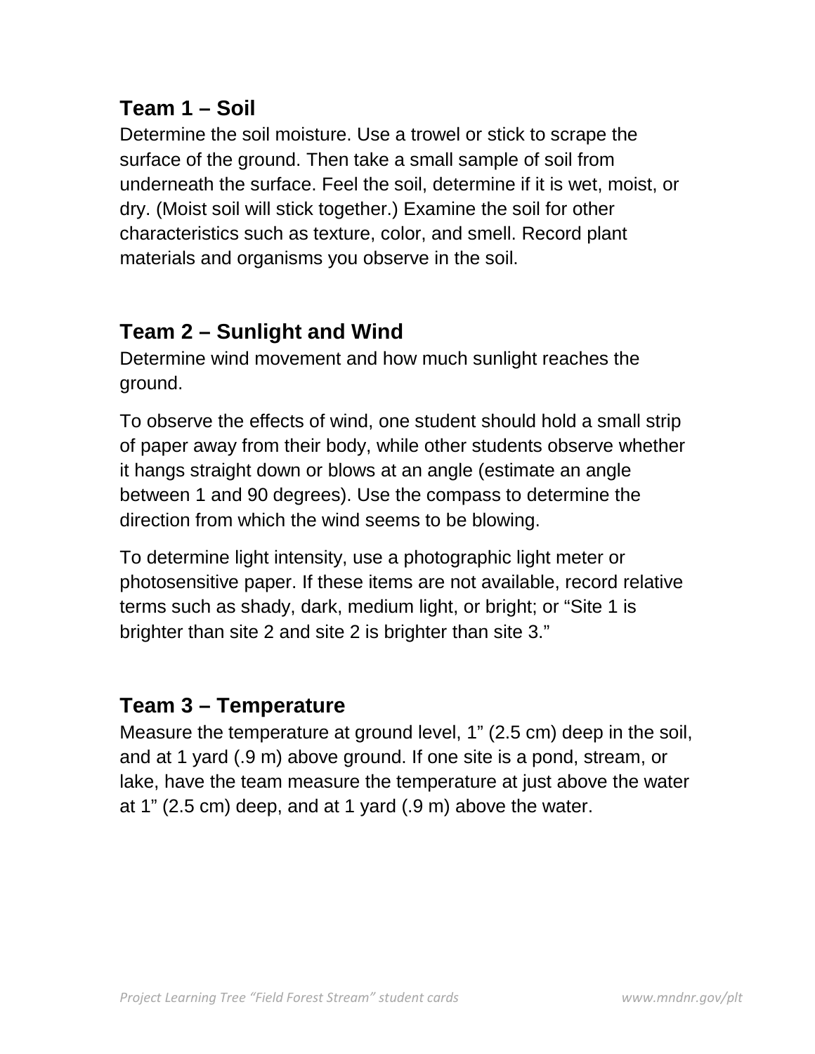## Team 1 – Soil

Determine the soil moisture. Use a trowel or stick to scrape the surface of the ground. Then take a small sample of soil from underneath the surface. Feel the soil, determine if it is wet, moist, or dry. (Moist soil will stick together.) Examine the soil for other characteristics such as texture, color, and smell. Record plant materials and organisms you observe in the soil.

## Team 2 – Sunlight and Wind

Determine wind movement and how much sunlight reaches the ground.

To observe the effects of wind, one student should hold a small strip of paper away from their body, while other students observe whether it hangs straight down or blows at an angle (estimate an angle between 1 and 90 degrees). Use the compass to determine the direction from which the wind seems to be blowing.

To determine light intensity, use a photographic light meter or photosensitive paper. If these items are not available, record relative terms such as shady, dark, medium light, or bright; or "Site 1 is brighter than site 2 and site 2 is brighter than site 3."

## Team 3 – Temperature

Measure the temperature at ground level, 1" (2.5 cm) deep in the soil, and at 1 yard (.9 m) above ground. If one site is a pond, stream, or lake, have the team measure the temperature at just above the water at 1" (2.5 cm) deep, and at 1 yard (.9 m) above the water.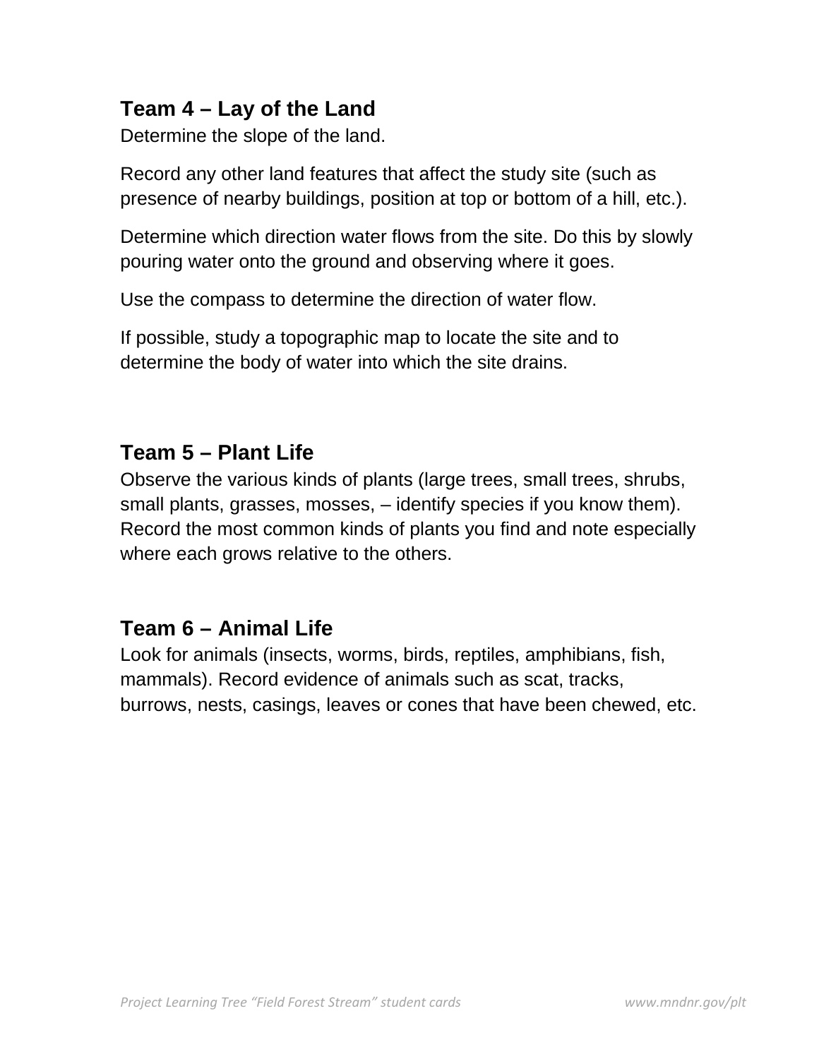## Team 4 – Lay of the Land

Determine the slope of the land.

Record any other land features that affect the study site (such as presence of nearby buildings, position at top or bottom of a hill, etc.).

Determine which direction water flows from the site. Do this by slowly pouring water onto the ground and observing where it goes.

Use the compass to determine the direction of water flow.

If possible, study a topographic map to locate the site and to determine the body of water into which the site drains.

## Team 5 – Plant Life

Observe the various kinds of plants (large trees, small trees, shrubs, small plants, grasses, mosses, – identify species if you know them). Record the most common kinds of plants you find and note especially where each grows relative to the others.

## Team 6 – Animal Life

Look for animals (insects, worms, birds, reptiles, amphibians, fish, mammals). Record evidence of animals such as scat, tracks, burrows, nests, casings, leaves or cones that have been chewed, etc.